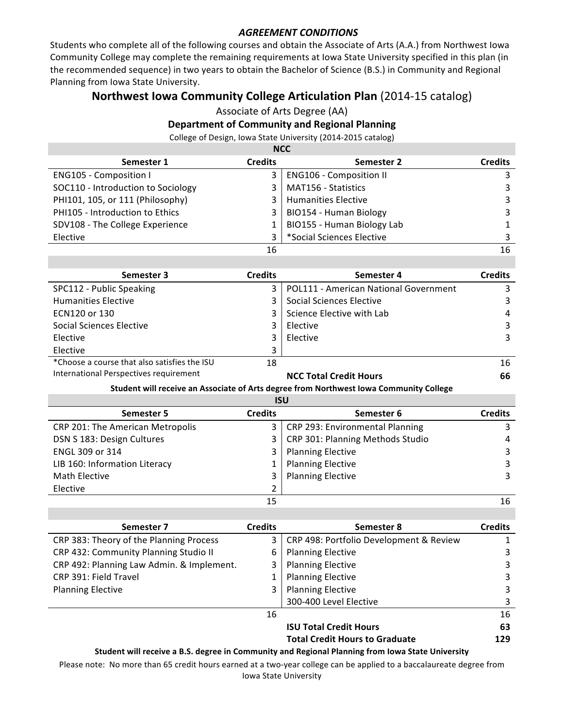### *AGREEMENT CONDITIONS*

Students who complete all of the following courses and obtain the Associate of Arts (A.A.) from Northwest Iowa Community College may complete the remaining requirements at Iowa State University specified in this plan (in the recommended sequence) in two years to obtain the Bachelor of Science (B.S.) in Community and Regional Planning from Iowa State University.

## **Northwest Iowa Community College Articulation Plan** (2014-15 catalog)

Associate of Arts Degree (AA)

### Department of Community and Regional Planning

College of Design, Iowa State University (2014-2015 catalog)

**NCC**

| Semester 1 | Credits | Semester 2 | Credits |
|---|---|---|---|
| ENG105 - Composition I | 3 | ENG106 - Composition II | 3 |
| SOC110 - Introduction to Sociology | 3 | MAT156 - Statistics | 3 |
| PHI101, 105, or 111 (Philosophy) | 3 | Humanities Elective | 3 |
| PHI105 - Introduction to Ethics | 3 | BIO154 - Human Biology | 3 |
| SDV108 - The College Experience | 1 | BIO155 - Human Biology Lab | 1 |
| Elective | 3 | *Social Sciences Elective | 3 |
| | 16 | | 16 |

| Semester 3 | Credits | Semester 4 | Credits |
|---|---|---|---|
| SPC112 - Public Speaking | 3 | POL111 - American National Government | 3 |
| Humanities Elective | 3 | Social Sciences Elective | 3 |
| ECN120 or 130 | 3 | Science Elective with Lab | 4 |
| Social Sciences Elective | 3 | Elective | 3 |
| Elective | 3 | Elective | 3 |
| Elective | 3 | | |
| *Choose a course that also satisfies the ISU International Perspectives requirement | 18 | | 16 |
| | | **NCC Total Credit Hours** | **66** |

**Student will receive an Associate of Arts degree from Northwest Iowa Community College**

**ISU**

| Semester 5 | Credits | Semester 6 | Credits |
|---|---|---|---|
| CRP 201: The American Metropolis | 3 | CRP 293: Environmental Planning | 3 |
| DSN S 183: Design Cultures | 3 | CRP 301: Planning Methods Studio | 4 |
| ENGL 309 or 314 | 3 | Planning Elective | 3 |
| LIB 160: Information Literacy | 1 | Planning Elective | 3 |
| Math Elective | 3 | Planning Elective | 3 |
| Elective | 2 | | |
| | 15 | | 16 |

| Semester 7 | Credits | Semester 8 | Credits |
|---|---|---|---|
| CRP 383: Theory of the Planning Process | 3 | CRP 498: Portfolio Development & Review | 1 |
| CRP 432: Community Planning Studio II | 6 | Planning Elective | 3 |
| CRP 492: Planning Law Admin. & Implement. | 3 | Planning Elective | 3 |
| CRP 391: Field Travel | 1 | Planning Elective | 3 |
| Planning Elective | 3 | Planning Elective | 3 |
| | | 300-400 Level Elective | 3 |
| | 16 | | 16 |
| | | **ISU Total Credit Hours** | **63** |
| | | **Total Credit Hours to Graduate** | **129** |

**Student will receive a B.S. degree in Community and Regional Planning from Iowa State University**

Please note: No more than 65 credit hours earned at a two-year college can be applied to a baccalaureate degree from Iowa State University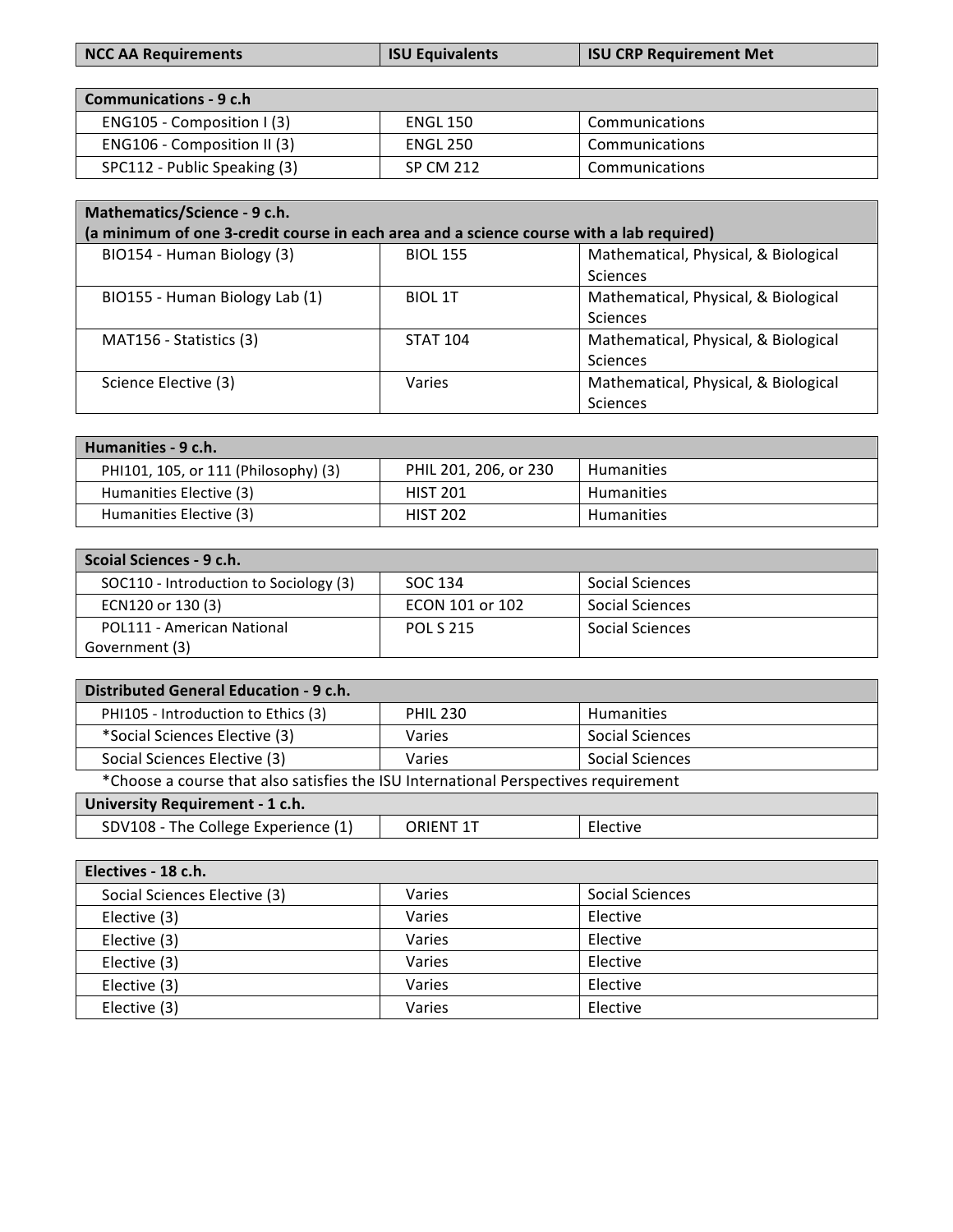| NCC AA Requirements | ISU Equivalents | ISU CRP Requirement Met |
| --- | --- | --- |
| **Communications - 9 c.h** | | |
| ENG105 - Composition I (3) | ENGL 150 | Communications |
| ENG106 - Composition II (3) | ENGL 250 | Communications |
| SPC112 - Public Speaking (3) | SP CM 212 | Communications |
| **Mathematics/Science - 9 c.h. (a minimum of one 3-credit course in each area and a science course with a lab required)** | | |
| BIO154 - Human Biology (3) | BIOL 155 | Mathematical, Physical, & Biological Sciences |
| BIO155 - Human Biology Lab (1) | BIOL 1T | Mathematical, Physical, & Biological Sciences |
| MAT156 - Statistics (3) | STAT 104 | Mathematical, Physical, & Biological Sciences |
| Science Elective (3) | Varies | Mathematical, Physical, & Biological Sciences |
| **Humanities - 9 c.h.** | | |
| PHI101, 105, or 111 (Philosophy) (3) | PHIL 201, 206, or 230 | Humanities |
| Humanities Elective (3) | HIST 201 | Humanities |
| Humanities Elective (3) | HIST 202 | Humanities |
| **Scoial Sciences - 9 c.h.** | | |
| SOC110 - Introduction to Sociology (3) | SOC 134 | Social Sciences |
| ECN120 or 130 (3) | ECON 101 or 102 | Social Sciences |
| POL111 - American National Government (3) | POL S 215 | Social Sciences |
| **Distributed General Education - 9 c.h.** | | |
| PHI105 - Introduction to Ethics (3) | PHIL 230 | Humanities |
| *Social Sciences Elective (3) | Varies | Social Sciences |
| Social Sciences Elective (3) | Varies | Social Sciences |
| *Choose a course that also satisfies the ISU International Perspectives requirement | | |
| **University Requirement - 1 c.h.** | | |
| SDV108 - The College Experience (1) | ORIENT 1T | Elective |
| **Electives - 18 c.h.** | | |
| Social Sciences Elective (3) | Varies | Social Sciences |
| Elective (3) | Varies | Elective |
| Elective (3) | Varies | Elective |
| Elective (3) | Varies | Elective |
| Elective (3) | Varies | Elective |
| Elective (3) | Varies | Elective |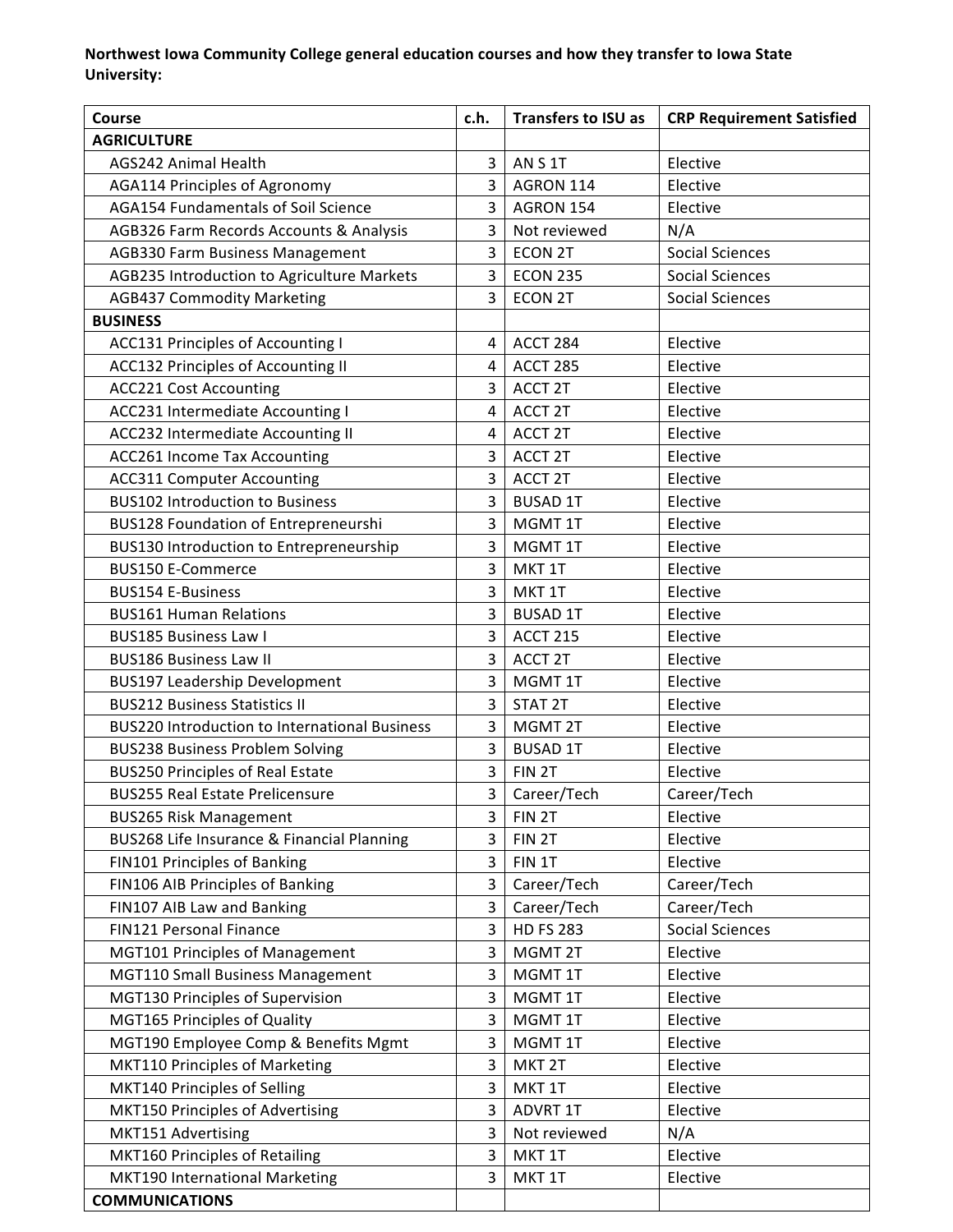**Northwest Iowa Community College general education courses and how they transfer to Iowa State University:**

| Course | c.h. | Transfers to ISU as | CRP Requirement Satisfied |
|---|---|---|---|
| **AGRICULTURE** | | | |
| AGS242 Animal Health | 3 | AN S 1T | Elective |
| AGA114 Principles of Agronomy | 3 | AGRON 114 | Elective |
| AGA154 Fundamentals of Soil Science | 3 | AGRON 154 | Elective |
| AGB326 Farm Records Accounts & Analysis | 3 | Not reviewed | N/A |
| AGB330 Farm Business Management | 3 | ECON 2T | Social Sciences |
| AGB235 Introduction to Agriculture Markets | 3 | ECON 235 | Social Sciences |
| AGB437 Commodity Marketing | 3 | ECON 2T | Social Sciences |
| **BUSINESS** | | | |
| ACC131 Principles of Accounting I | 4 | ACCT 284 | Elective |
| ACC132 Principles of Accounting II | 4 | ACCT 285 | Elective |
| ACC221 Cost Accounting | 3 | ACCT 2T | Elective |
| ACC231 Intermediate Accounting I | 4 | ACCT 2T | Elective |
| ACC232 Intermediate Accounting II | 4 | ACCT 2T | Elective |
| ACC261 Income Tax Accounting | 3 | ACCT 2T | Elective |
| ACC311 Computer Accounting | 3 | ACCT 2T | Elective |
| BUS102 Introduction to Business | 3 | BUSAD 1T | Elective |
| BUS128 Foundation of Entrepreneurshi | 3 | MGMT 1T | Elective |
| BUS130 Introduction to Entrepreneurship | 3 | MGMT 1T | Elective |
| BUS150 E-Commerce | 3 | MKT 1T | Elective |
| BUS154 E-Business | 3 | MKT 1T | Elective |
| BUS161 Human Relations | 3 | BUSAD 1T | Elective |
| BUS185 Business Law I | 3 | ACCT 215 | Elective |
| BUS186 Business Law II | 3 | ACCT 2T | Elective |
| BUS197 Leadership Development | 3 | MGMT 1T | Elective |
| BUS212 Business Statistics II | 3 | STAT 2T | Elective |
| BUS220 Introduction to International Business | 3 | MGMT 2T | Elective |
| BUS238 Business Problem Solving | 3 | BUSAD 1T | Elective |
| BUS250 Principles of Real Estate | 3 | FIN 2T | Elective |
| BUS255 Real Estate Prelicensure | 3 | Career/Tech | Career/Tech |
| BUS265 Risk Management | 3 | FIN 2T | Elective |
| BUS268 Life Insurance & Financial Planning | 3 | FIN 2T | Elective |
| FIN101 Principles of Banking | 3 | FIN 1T | Elective |
| FIN106 AIB Principles of Banking | 3 | Career/Tech | Career/Tech |
| FIN107 AIB Law and Banking | 3 | Career/Tech | Career/Tech |
| FIN121 Personal Finance | 3 | HD FS 283 | Social Sciences |
| MGT101 Principles of Management | 3 | MGMT 2T | Elective |
| MGT110 Small Business Management | 3 | MGMT 1T | Elective |
| MGT130 Principles of Supervision | 3 | MGMT 1T | Elective |
| MGT165 Principles of Quality | 3 | MGMT 1T | Elective |
| MGT190 Employee Comp & Benefits Mgmt | 3 | MGMT 1T | Elective |
| MKT110 Principles of Marketing | 3 | MKT 2T | Elective |
| MKT140 Principles of Selling | 3 | MKT 1T | Elective |
| MKT150 Principles of Advertising | 3 | ADVRT 1T | Elective |
| MKT151 Advertising | 3 | Not reviewed | N/A |
| MKT160 Principles of Retailing | 3 | MKT 1T | Elective |
| MKT190 International Marketing | 3 | MKT 1T | Elective |
| **COMMUNICATIONS** | | | |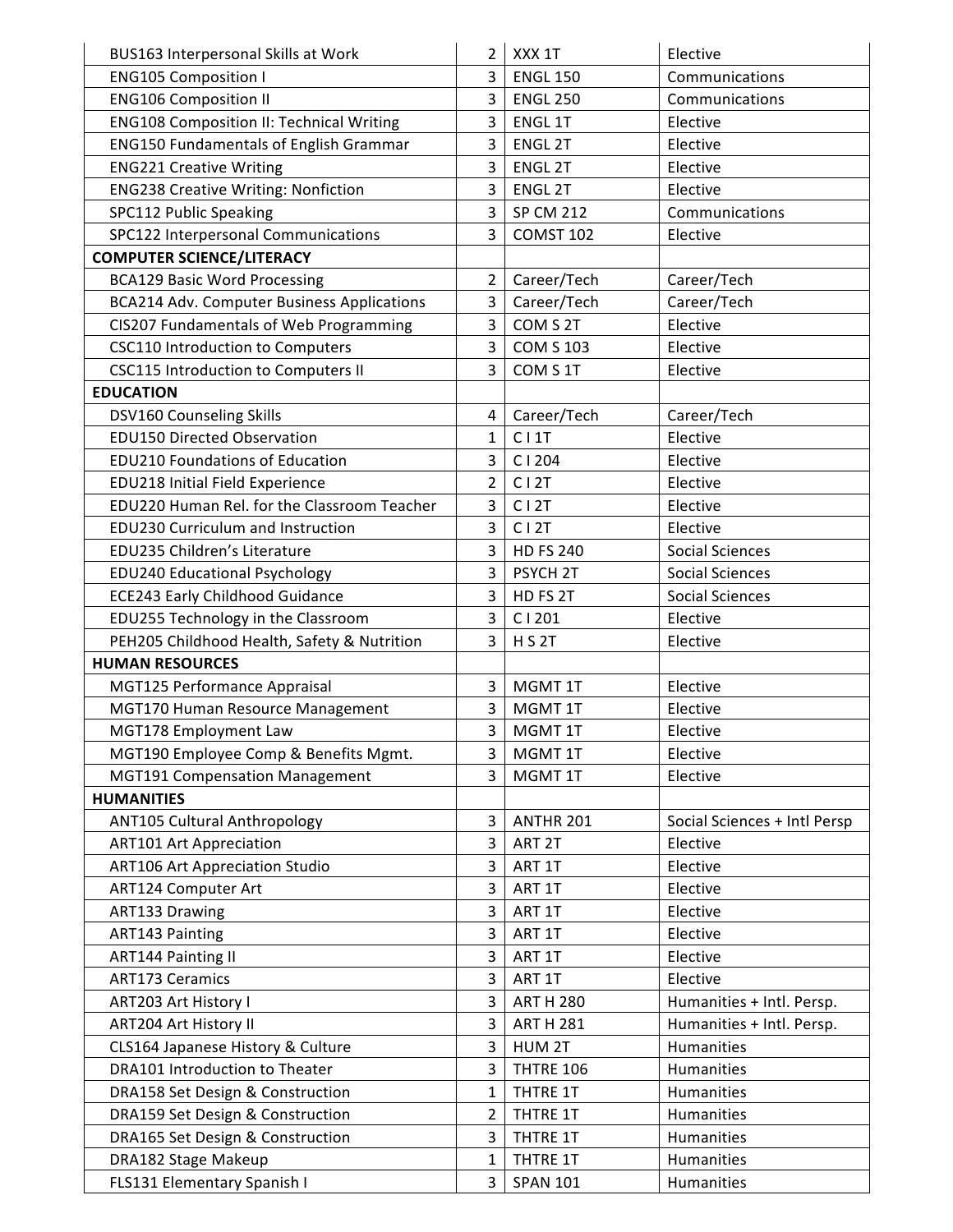| | | | |
|---|---|---|---|
| BUS163 Interpersonal Skills at Work | 2 | XXX 1T | Elective |
| ENG105 Composition I | 3 | ENGL 150 | Communications |
| ENG106 Composition II | 3 | ENGL 250 | Communications |
| ENG108 Composition II: Technical Writing | 3 | ENGL 1T | Elective |
| ENG150 Fundamentals of English Grammar | 3 | ENGL 2T | Elective |
| ENG221 Creative Writing | 3 | ENGL 2T | Elective |
| ENG238 Creative Writing: Nonfiction | 3 | ENGL 2T | Elective |
| SPC112 Public Speaking | 3 | SP CM 212 | Communications |
| SPC122 Interpersonal Communications | 3 | COMST 102 | Elective |
| **COMPUTER SCIENCE/LITERACY** | | | |
| BCA129 Basic Word Processing | 2 | Career/Tech | Career/Tech |
| BCA214 Adv. Computer Business Applications | 3 | Career/Tech | Career/Tech |
| CIS207 Fundamentals of Web Programming | 3 | COM S 2T | Elective |
| CSC110 Introduction to Computers | 3 | COM S 103 | Elective |
| CSC115 Introduction to Computers II | 3 | COM S 1T | Elective |
| **EDUCATION** | | | |
| DSV160 Counseling Skills | 4 | Career/Tech | Career/Tech |
| EDU150 Directed Observation | 1 | C I 1T | Elective |
| EDU210 Foundations of Education | 3 | C I 204 | Elective |
| EDU218 Initial Field Experience | 2 | C I 2T | Elective |
| EDU220 Human Rel. for the Classroom Teacher | 3 | C I 2T | Elective |
| EDU230 Curriculum and Instruction | 3 | C I 2T | Elective |
| EDU235 Children's Literature | 3 | HD FS 240 | Social Sciences |
| EDU240 Educational Psychology | 3 | PSYCH 2T | Social Sciences |
| ECE243 Early Childhood Guidance | 3 | HD FS 2T | Social Sciences |
| EDU255 Technology in the Classroom | 3 | C I 201 | Elective |
| PEH205 Childhood Health, Safety & Nutrition | 3 | H S 2T | Elective |
| **HUMAN RESOURCES** | | | |
| MGT125 Performance Appraisal | 3 | MGMT 1T | Elective |
| MGT170 Human Resource Management | 3 | MGMT 1T | Elective |
| MGT178 Employment Law | 3 | MGMT 1T | Elective |
| MGT190 Employee Comp & Benefits Mgmt. | 3 | MGMT 1T | Elective |
| MGT191 Compensation Management | 3 | MGMT 1T | Elective |
| **HUMANITIES** | | | |
| ANT105 Cultural Anthropology | 3 | ANTHR 201 | Social Sciences + Intl Persp |
| ART101 Art Appreciation | 3 | ART 2T | Elective |
| ART106 Art Appreciation Studio | 3 | ART 1T | Elective |
| ART124 Computer Art | 3 | ART 1T | Elective |
| ART133 Drawing | 3 | ART 1T | Elective |
| ART143 Painting | 3 | ART 1T | Elective |
| ART144 Painting II | 3 | ART 1T | Elective |
| ART173 Ceramics | 3 | ART 1T | Elective |
| ART203 Art History I | 3 | ART H 280 | Humanities + Intl. Persp. |
| ART204 Art History II | 3 | ART H 281 | Humanities + Intl. Persp. |
| CLS164 Japanese History & Culture | 3 | HUM 2T | Humanities |
| DRA101 Introduction to Theater | 3 | THTRE 106 | Humanities |
| DRA158 Set Design & Construction | 1 | THTRE 1T | Humanities |
| DRA159 Set Design & Construction | 2 | THTRE 1T | Humanities |
| DRA165 Set Design & Construction | 3 | THTRE 1T | Humanities |
| DRA182 Stage Makeup | 1 | THTRE 1T | Humanities |
| FLS131 Elementary Spanish I | 3 | SPAN 101 | Humanities |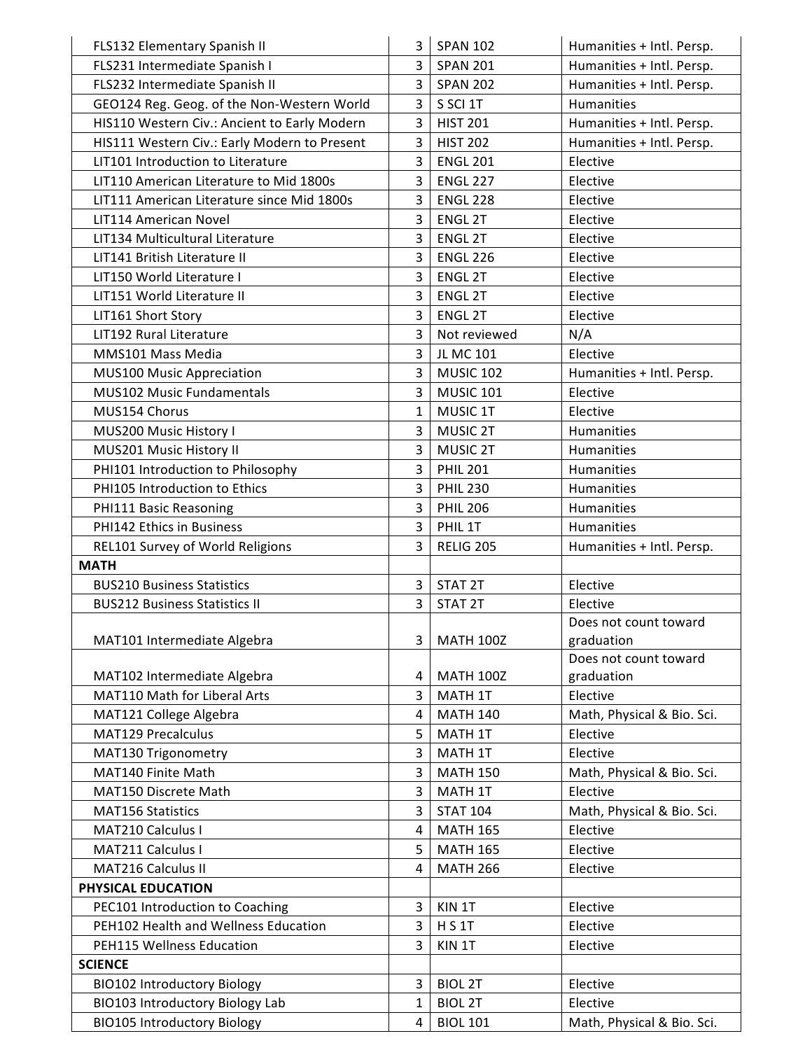| | | | |
|---|---|---|---|
| FLS132 Elementary Spanish II | 3 | SPAN 102 | Humanities + Intl. Persp. |
| FLS231 Intermediate Spanish I | 3 | SPAN 201 | Humanities + Intl. Persp. |
| FLS232 Intermediate Spanish II | 3 | SPAN 202 | Humanities + Intl. Persp. |
| GEO124 Reg. Geog. of the Non-Western World | 3 | S SCI 1T | Humanities |
| HIS110 Western Civ.: Ancient to Early Modern | 3 | HIST 201 | Humanities + Intl. Persp. |
| HIS111 Western Civ.: Early Modern to Present | 3 | HIST 202 | Humanities + Intl. Persp. |
| LIT101 Introduction to Literature | 3 | ENGL 201 | Elective |
| LIT110 American Literature to Mid 1800s | 3 | ENGL 227 | Elective |
| LIT111 American Literature since Mid 1800s | 3 | ENGL 228 | Elective |
| LIT114 American Novel | 3 | ENGL 2T | Elective |
| LIT134 Multicultural Literature | 3 | ENGL 2T | Elective |
| LIT141 British Literature II | 3 | ENGL 226 | Elective |
| LIT150 World Literature I | 3 | ENGL 2T | Elective |
| LIT151 World Literature II | 3 | ENGL 2T | Elective |
| LIT161 Short Story | 3 | ENGL 2T | Elective |
| LIT192 Rural Literature | 3 | Not reviewed | N/A |
| MMS101 Mass Media | 3 | JL MC 101 | Elective |
| MUS100 Music Appreciation | 3 | MUSIC 102 | Humanities + Intl. Persp. |
| MUS102 Music Fundamentals | 3 | MUSIC 101 | Elective |
| MUS154 Chorus | 1 | MUSIC 1T | Elective |
| MUS200 Music History I | 3 | MUSIC 2T | Humanities |
| MUS201 Music History II | 3 | MUSIC 2T | Humanities |
| PHI101 Introduction to Philosophy | 3 | PHIL 201 | Humanities |
| PHI105 Introduction to Ethics | 3 | PHIL 230 | Humanities |
| PHI111 Basic Reasoning | 3 | PHIL 206 | Humanities |
| PHI142 Ethics in Business | 3 | PHIL 1T | Humanities |
| REL101 Survey of World Religions | 3 | RELIG 205 | Humanities + Intl. Persp. |
| **MATH** | | | |
| BUS210 Business Statistics | 3 | STAT 2T | Elective |
| BUS212 Business Statistics II | 3 | STAT 2T | Elective |
| MAT101 Intermediate Algebra | 3 | MATH 100Z | Does not count toward graduation |
| MAT102 Intermediate Algebra | 4 | MATH 100Z | Does not count toward graduation |
| MAT110 Math for Liberal Arts | 3 | MATH 1T | Elective |
| MAT121 College Algebra | 4 | MATH 140 | Math, Physical & Bio. Sci. |
| MAT129 Precalculus | 5 | MATH 1T | Elective |
| MAT130 Trigonometry | 3 | MATH 1T | Elective |
| MAT140 Finite Math | 3 | MATH 150 | Math, Physical & Bio. Sci. |
| MAT150 Discrete Math | 3 | MATH 1T | Elective |
| MAT156 Statistics | 3 | STAT 104 | Math, Physical & Bio. Sci. |
| MAT210 Calculus I | 4 | MATH 165 | Elective |
| MAT211 Calculus I | 5 | MATH 165 | Elective |
| MAT216 Calculus II | 4 | MATH 266 | Elective |
| **PHYSICAL EDUCATION** | | | |
| PEC101 Introduction to Coaching | 3 | KIN 1T | Elective |
| PEH102 Health and Wellness Education | 3 | H S 1T | Elective |
| PEH115 Wellness Education | 3 | KIN 1T | Elective |
| **SCIENCE** | | | |
| BIO102 Introductory Biology | 3 | BIOL 2T | Elective |
| BIO103 Introductory Biology Lab | 1 | BIOL 2T | Elective |
| BIO105 Introductory Biology | 4 | BIOL 101 | Math, Physical & Bio. Sci. |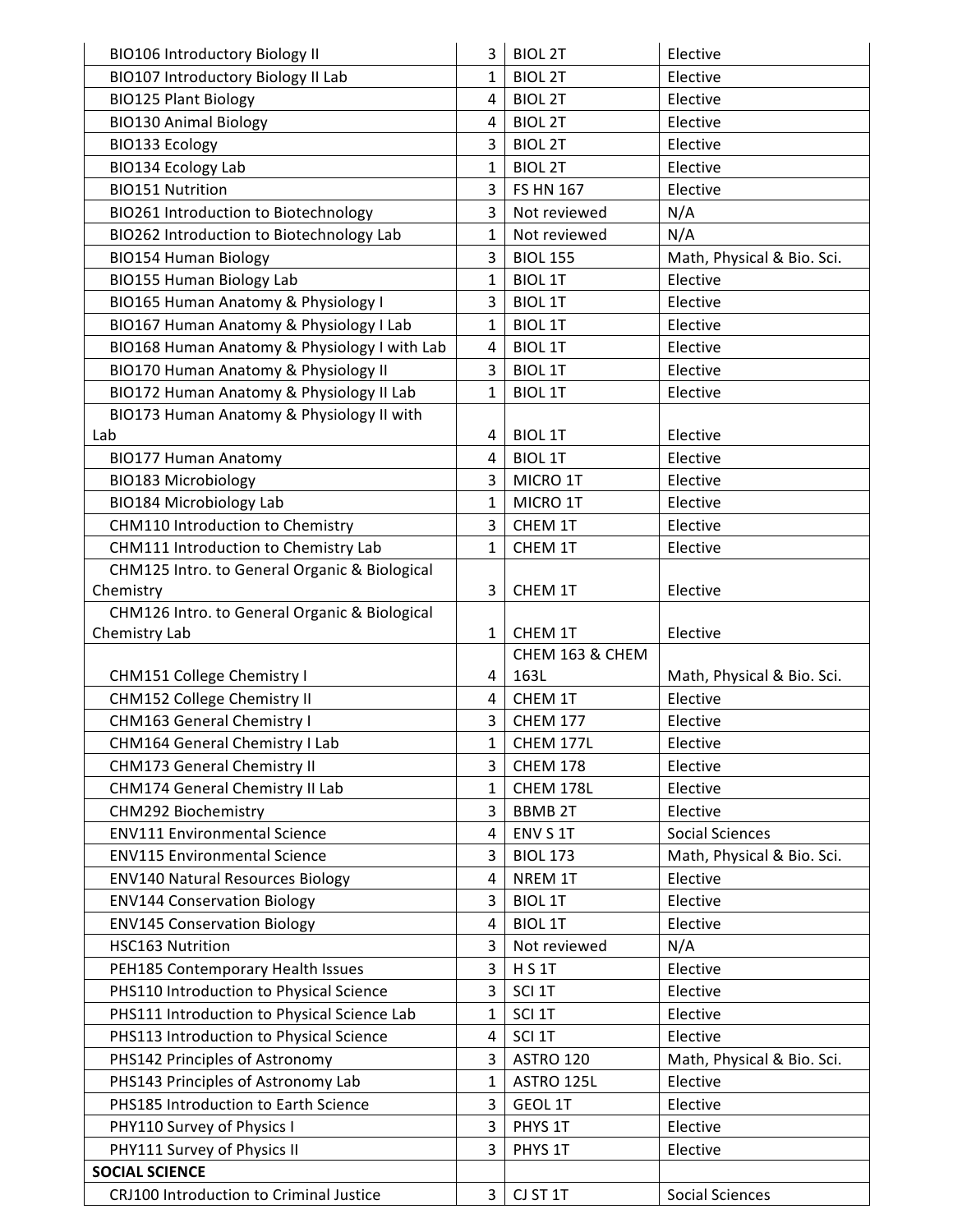| | | | |
|---|---|---|---|
| BIO106 Introductory Biology II | 3 | BIOL 2T | Elective |
| BIO107 Introductory Biology II Lab | 1 | BIOL 2T | Elective |
| BIO125 Plant Biology | 4 | BIOL 2T | Elective |
| BIO130 Animal Biology | 4 | BIOL 2T | Elective |
| BIO133 Ecology | 3 | BIOL 2T | Elective |
| BIO134 Ecology Lab | 1 | BIOL 2T | Elective |
| BIO151 Nutrition | 3 | FS HN 167 | Elective |
| BIO261 Introduction to Biotechnology | 3 | Not reviewed | N/A |
| BIO262 Introduction to Biotechnology Lab | 1 | Not reviewed | N/A |
| BIO154 Human Biology | 3 | BIOL 155 | Math, Physical & Bio. Sci. |
| BIO155 Human Biology Lab | 1 | BIOL 1T | Elective |
| BIO165 Human Anatomy & Physiology I | 3 | BIOL 1T | Elective |
| BIO167 Human Anatomy & Physiology I Lab | 1 | BIOL 1T | Elective |
| BIO168 Human Anatomy & Physiology I with Lab | 4 | BIOL 1T | Elective |
| BIO170 Human Anatomy & Physiology II | 3 | BIOL 1T | Elective |
| BIO172 Human Anatomy & Physiology II Lab | 1 | BIOL 1T | Elective |
| BIO173 Human Anatomy & Physiology II with Lab | 4 | BIOL 1T | Elective |
| BIO177 Human Anatomy | 4 | BIOL 1T | Elective |
| BIO183 Microbiology | 3 | MICRO 1T | Elective |
| BIO184 Microbiology Lab | 1 | MICRO 1T | Elective |
| CHM110 Introduction to Chemistry | 3 | CHEM 1T | Elective |
| CHM111 Introduction to Chemistry Lab | 1 | CHEM 1T | Elective |
| CHM125 Intro. to General Organic & Biological Chemistry | 3 | CHEM 1T | Elective |
| CHM126 Intro. to General Organic & Biological Chemistry Lab | 1 | CHEM 1T | Elective |
| CHM151 College Chemistry I | 4 | CHEM 163 & CHEM 163L | Math, Physical & Bio. Sci. |
| CHM152 College Chemistry II | 4 | CHEM 1T | Elective |
| CHM163 General Chemistry I | 3 | CHEM 177 | Elective |
| CHM164 General Chemistry I Lab | 1 | CHEM 177L | Elective |
| CHM173 General Chemistry II | 3 | CHEM 178 | Elective |
| CHM174 General Chemistry II Lab | 1 | CHEM 178L | Elective |
| CHM292 Biochemistry | 3 | BBMB 2T | Elective |
| ENV111 Environmental Science | 4 | ENV S 1T | Social Sciences |
| ENV115 Environmental Science | 3 | BIOL 173 | Math, Physical & Bio. Sci. |
| ENV140 Natural Resources Biology | 4 | NREM 1T | Elective |
| ENV144 Conservation Biology | 3 | BIOL 1T | Elective |
| ENV145 Conservation Biology | 4 | BIOL 1T | Elective |
| HSC163 Nutrition | 3 | Not reviewed | N/A |
| PEH185 Contemporary Health Issues | 3 | H S 1T | Elective |
| PHS110 Introduction to Physical Science | 3 | SCI 1T | Elective |
| PHS111 Introduction to Physical Science Lab | 1 | SCI 1T | Elective |
| PHS113 Introduction to Physical Science | 4 | SCI 1T | Elective |
| PHS142 Principles of Astronomy | 3 | ASTRO 120 | Math, Physical & Bio. Sci. |
| PHS143 Principles of Astronomy Lab | 1 | ASTRO 125L | Elective |
| PHS185 Introduction to Earth Science | 3 | GEOL 1T | Elective |
| PHY110 Survey of Physics I | 3 | PHYS 1T | Elective |
| PHY111 Survey of Physics II | 3 | PHYS 1T | Elective |
| **SOCIAL SCIENCE** | | | |
| CRJ100 Introduction to Criminal Justice | 3 | CJ ST 1T | Social Sciences |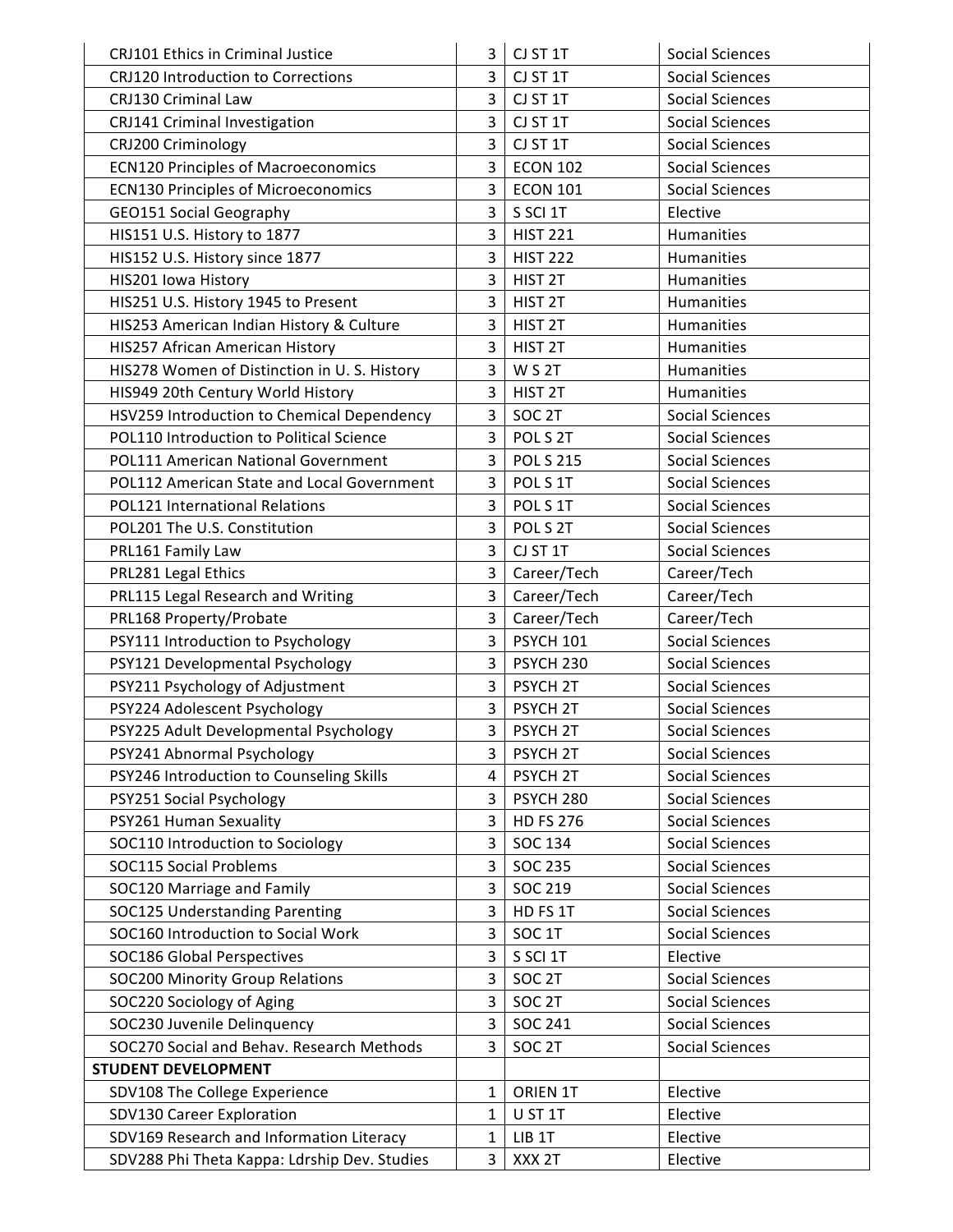| | | | |
|---|---|---|---|
| CRJ101 Ethics in Criminal Justice | 3 | CJ ST 1T | Social Sciences |
| CRJ120 Introduction to Corrections | 3 | CJ ST 1T | Social Sciences |
| CRJ130 Criminal Law | 3 | CJ ST 1T | Social Sciences |
| CRJ141 Criminal Investigation | 3 | CJ ST 1T | Social Sciences |
| CRJ200 Criminology | 3 | CJ ST 1T | Social Sciences |
| ECN120 Principles of Macroeconomics | 3 | ECON 102 | Social Sciences |
| ECN130 Principles of Microeconomics | 3 | ECON 101 | Social Sciences |
| GEO151 Social Geography | 3 | S SCI 1T | Elective |
| HIS151 U.S. History to 1877 | 3 | HIST 221 | Humanities |
| HIS152 U.S. History since 1877 | 3 | HIST 222 | Humanities |
| HIS201 Iowa History | 3 | HIST 2T | Humanities |
| HIS251 U.S. History 1945 to Present | 3 | HIST 2T | Humanities |
| HIS253 American Indian History & Culture | 3 | HIST 2T | Humanities |
| HIS257 African American History | 3 | HIST 2T | Humanities |
| HIS278 Women of Distinction in U. S. History | 3 | W S 2T | Humanities |
| HIS949 20th Century World History | 3 | HIST 2T | Humanities |
| HSV259 Introduction to Chemical Dependency | 3 | SOC 2T | Social Sciences |
| POL110 Introduction to Political Science | 3 | POL S 2T | Social Sciences |
| POL111 American National Government | 3 | POL S 215 | Social Sciences |
| POL112 American State and Local Government | 3 | POL S 1T | Social Sciences |
| POL121 International Relations | 3 | POL S 1T | Social Sciences |
| POL201 The U.S. Constitution | 3 | POL S 2T | Social Sciences |
| PRL161 Family Law | 3 | CJ ST 1T | Social Sciences |
| PRL281 Legal Ethics | 3 | Career/Tech | Career/Tech |
| PRL115 Legal Research and Writing | 3 | Career/Tech | Career/Tech |
| PRL168 Property/Probate | 3 | Career/Tech | Career/Tech |
| PSY111 Introduction to Psychology | 3 | PSYCH 101 | Social Sciences |
| PSY121 Developmental Psychology | 3 | PSYCH 230 | Social Sciences |
| PSY211 Psychology of Adjustment | 3 | PSYCH 2T | Social Sciences |
| PSY224 Adolescent Psychology | 3 | PSYCH 2T | Social Sciences |
| PSY225 Adult Developmental Psychology | 3 | PSYCH 2T | Social Sciences |
| PSY241 Abnormal Psychology | 3 | PSYCH 2T | Social Sciences |
| PSY246 Introduction to Counseling Skills | 4 | PSYCH 2T | Social Sciences |
| PSY251 Social Psychology | 3 | PSYCH 280 | Social Sciences |
| PSY261 Human Sexuality | 3 | HD FS 276 | Social Sciences |
| SOC110 Introduction to Sociology | 3 | SOC 134 | Social Sciences |
| SOC115 Social Problems | 3 | SOC 235 | Social Sciences |
| SOC120 Marriage and Family | 3 | SOC 219 | Social Sciences |
| SOC125 Understanding Parenting | 3 | HD FS 1T | Social Sciences |
| SOC160 Introduction to Social Work | 3 | SOC 1T | Social Sciences |
| SOC186 Global Perspectives | 3 | S SCI 1T | Elective |
| SOC200 Minority Group Relations | 3 | SOC 2T | Social Sciences |
| SOC220 Sociology of Aging | 3 | SOC 2T | Social Sciences |
| SOC230 Juvenile Delinquency | 3 | SOC 241 | Social Sciences |
| SOC270 Social and Behav. Research Methods | 3 | SOC 2T | Social Sciences |
| **STUDENT DEVELOPMENT** | | | |
| SDV108 The College Experience | 1 | ORIEN 1T | Elective |
| SDV130 Career Exploration | 1 | U ST 1T | Elective |
| SDV169 Research and Information Literacy | 1 | LIB 1T | Elective |
| SDV288 Phi Theta Kappa: Ldrship Dev. Studies | 3 | XXX 2T | Elective |